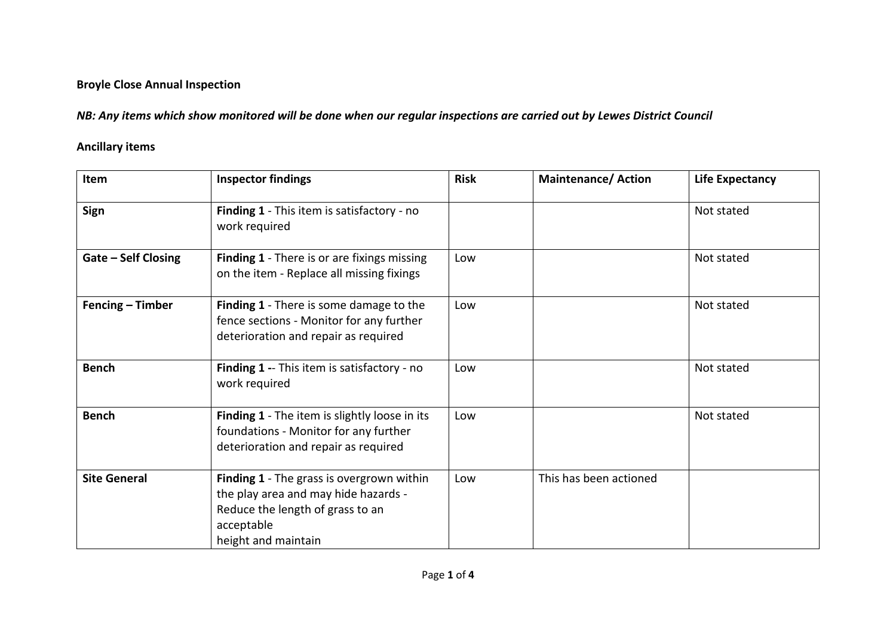**Broyle Close Annual Inspection**

***NB: Any items which show monitored will be done when our regular inspections are carried out by Lewes District Council***

**Ancillary items**

| Item | Inspector findings | Risk | Maintenance/ Action | Life Expectancy |
|---|---|---|---|---|
| **Sign** | **Finding 1** - This item is satisfactory - no work required | | | Not stated |
| **Gate – Self Closing** | **Finding 1** - There is or are fixings missing on the item - Replace all missing fixings | Low | | Not stated |
| **Fencing – Timber** | **Finding 1** - There is some damage to the fence sections - Monitor for any further deterioration and repair as required | Low | | Not stated |
| **Bench** | **Finding 1 -**- This item is satisfactory - no work required | Low | | Not stated |
| **Bench** | **Finding 1** - The item is slightly loose in its foundations - Monitor for any further deterioration and repair as required | Low | | Not stated |
| **Site General** | **Finding 1** - The grass is overgrown within the play area and may hide hazards - Reduce the length of grass to an acceptable height and maintain | Low | This has been actioned | |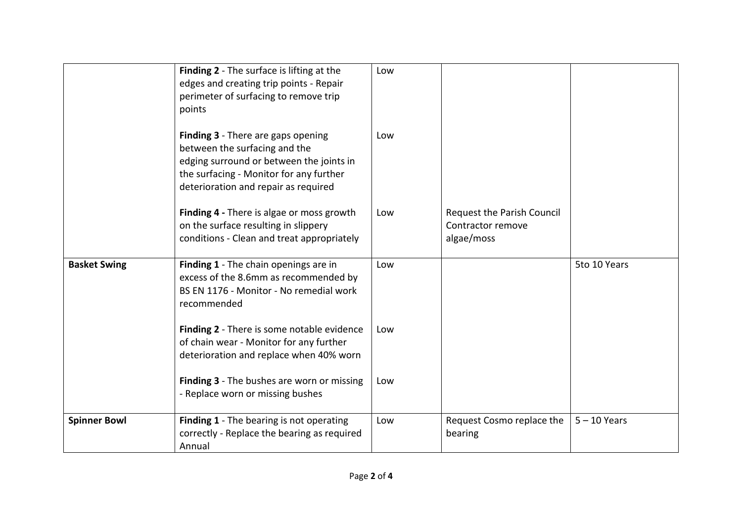|  |  |  |  |  |
|---|---|---|---|---|
|  | **Finding 2** - The surface is lifting at the edges and creating trip points - Repair perimeter of surfacing to remove trip points<br><br>**Finding 3** - There are gaps opening between the surfacing and the edging surround or between the joints in the surfacing - Monitor for any further deterioration and repair as required<br><br>**Finding 4 -** There is algae or moss growth on the surface resulting in slippery conditions - Clean and treat appropriately | Low<br><br>Low<br><br>Low |  <br><br> <br><br>Request the Parish Council Contractor remove algae/moss |  |
| **Basket Swing** | **Finding 1** - The chain openings are in excess of the 8.6mm as recommended by BS EN 1176 - Monitor - No remedial work recommended<br><br>**Finding 2** - There is some notable evidence of chain wear - Monitor for any further deterioration and replace when 40% worn<br><br>**Finding 3** - The bushes are worn or missing - Replace worn or missing bushes | Low<br><br>Low<br><br>Low |  | 5to 10 Years |
| **Spinner Bowl** | **Finding 1** - The bearing is not operating correctly - Replace the bearing as required Annual | Low | Request Cosmo replace the bearing | 5 – 10 Years |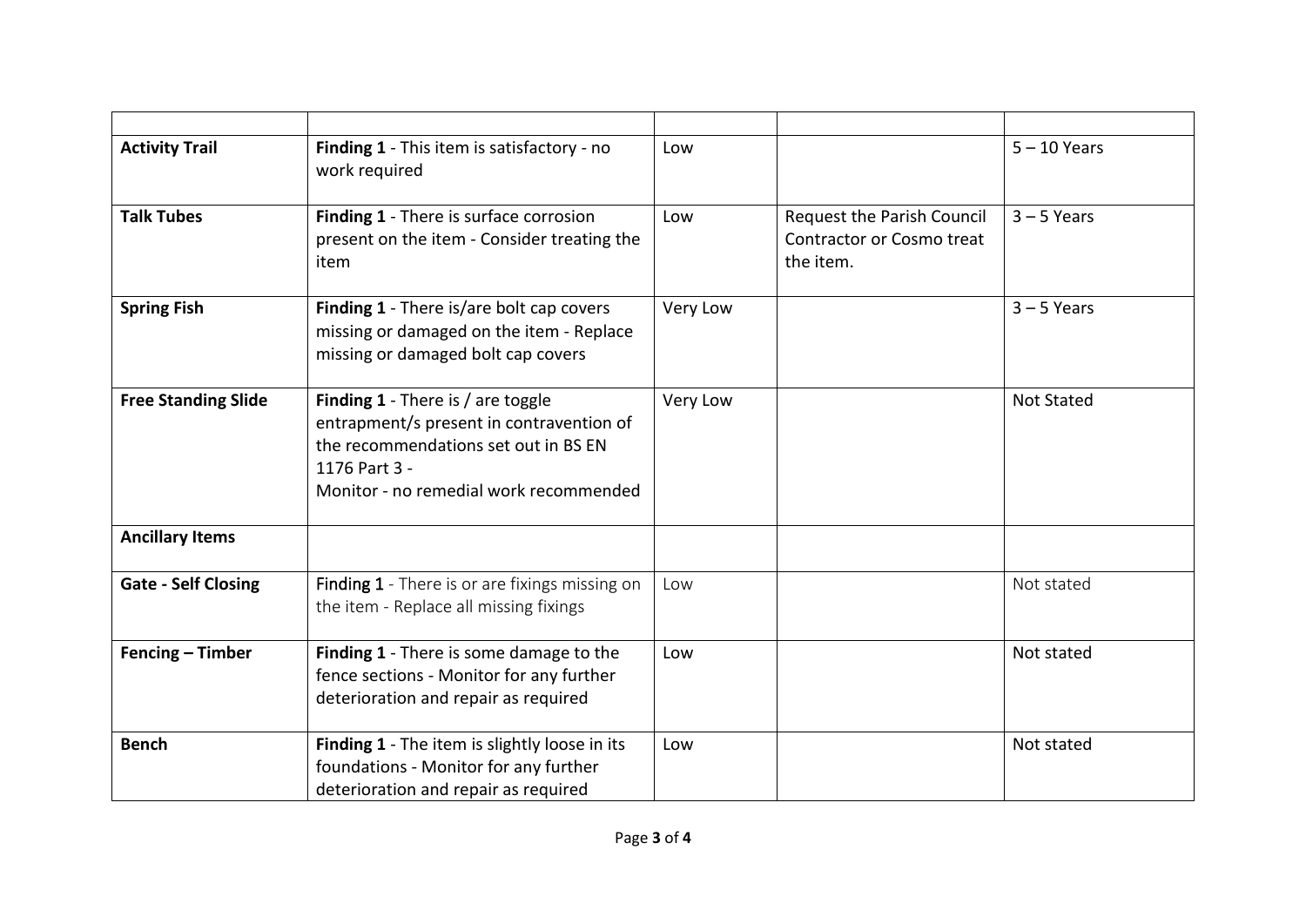| | | | | |
|---|---|---|---|---|
| **Activity Trail** | **Finding 1** - This item is satisfactory - no work required | Low | | 5 – 10 Years |
| **Talk Tubes** | **Finding 1** - There is surface corrosion present on the item - Consider treating the item | Low | Request the Parish Council Contractor or Cosmo treat the item. | 3 – 5 Years |
| **Spring Fish** | **Finding 1** - There is/are bolt cap covers missing or damaged on the item - Replace missing or damaged bolt cap covers | Very Low | | 3 – 5 Years |
| **Free Standing Slide** | **Finding 1** - There is / are toggle entrapment/s present in contravention of the recommendations set out in BS EN 1176 Part 3 - Monitor - no remedial work recommended | Very Low | | Not Stated |
| **Ancillary Items** | | | | |
| **Gate - Self Closing** | Finding 1 - There is or are fixings missing on the item - Replace all missing fixings | Low | | Not stated |
| **Fencing – Timber** | **Finding 1** - There is some damage to the fence sections - Monitor for any further deterioration and repair as required | Low | | Not stated |
| **Bench** | **Finding 1** - The item is slightly loose in its foundations - Monitor for any further deterioration and repair as required | Low | | Not stated |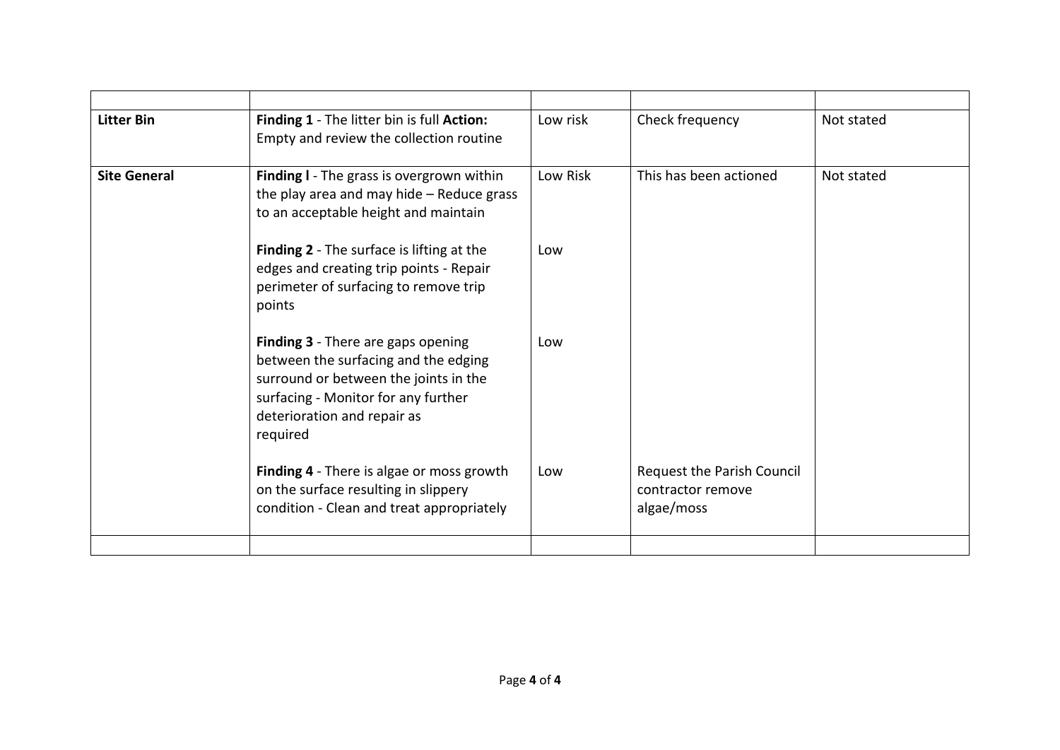| | | | | |
|---|---|---|---|---|
| **Litter Bin** | **Finding 1** - The litter bin is full **Action:** Empty and review the collection routine | Low risk | Check frequency | Not stated |
| **Site General** | **Finding l** - The grass is overgrown within the play area and may hide – Reduce grass to an acceptable height and maintain | Low Risk | This has been actioned | Not stated |
| | **Finding 2** - The surface is lifting at the edges and creating trip points - Repair perimeter of surfacing to remove trip points | Low | | |
| | **Finding 3** - There are gaps opening between the surfacing and the edging surround or between the joints in the surfacing - Monitor for any further deterioration and repair as required | Low | | |
| | **Finding 4** - There is algae or moss growth on the surface resulting in slippery condition - Clean and treat appropriately | Low | Request the Parish Council contractor remove algae/moss | |
| | | | | |